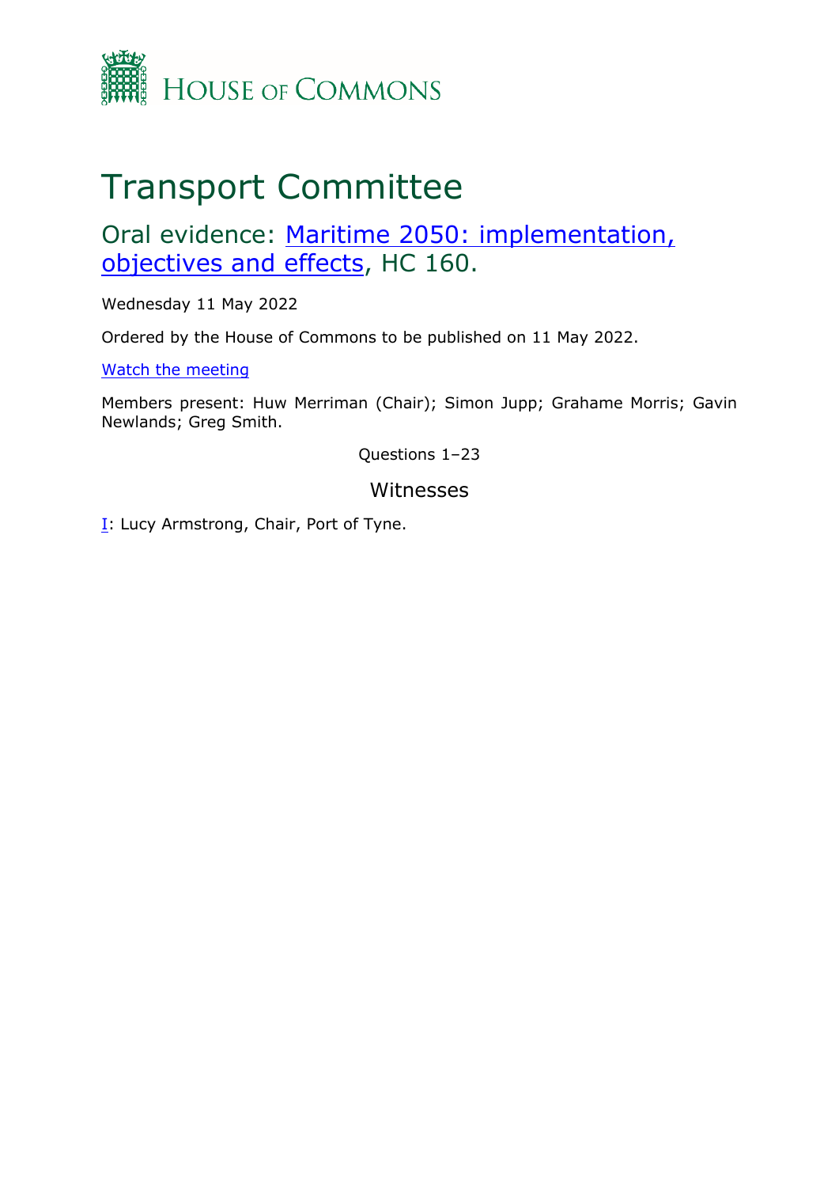HOUSE OF COMMONS

# Transport Committee

## Oral evidence: [Maritime 2050: implementation, objectives and effects](), HC 160.

Wednesday 11 May 2022

Ordered by the House of Commons to be published on 11 May 2022.

[Watch the meeting]()

Members present: Huw Merriman (Chair); Simon Jupp; Grahame Morris; Gavin Newlands; Greg Smith.

Questions 1–23

### Witnesses

[I](): Lucy Armstrong, Chair, Port of Tyne.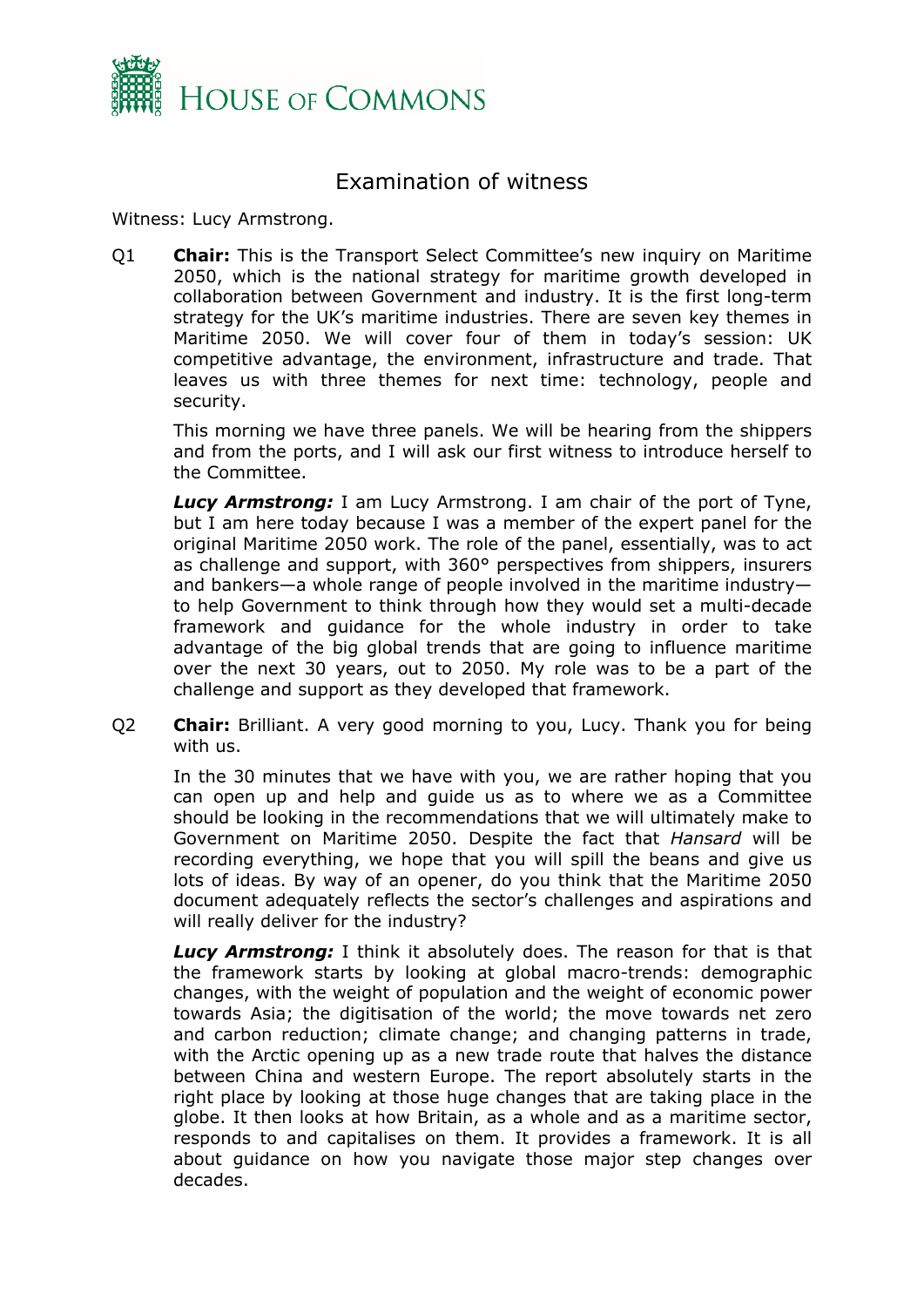# Examination of witness

Witness: Lucy Armstrong.

Q1 **Chair:** This is the Transport Select Committee's new inquiry on Maritime 2050, which is the national strategy for maritime growth developed in collaboration between Government and industry. It is the first long-term strategy for the UK's maritime industries. There are seven key themes in Maritime 2050. We will cover four of them in today's session: UK competitive advantage, the environment, infrastructure and trade. That leaves us with three themes for next time: technology, people and security.

This morning we have three panels. We will be hearing from the shippers and from the ports, and I will ask our first witness to introduce herself to the Committee.

***Lucy Armstrong:*** I am Lucy Armstrong. I am chair of the port of Tyne, but I am here today because I was a member of the expert panel for the original Maritime 2050 work. The role of the panel, essentially, was to act as challenge and support, with 360° perspectives from shippers, insurers and bankers—a whole range of people involved in the maritime industry—to help Government to think through how they would set a multi-decade framework and guidance for the whole industry in order to take advantage of the big global trends that are going to influence maritime over the next 30 years, out to 2050. My role was to be a part of the challenge and support as they developed that framework.

Q2 **Chair:** Brilliant. A very good morning to you, Lucy. Thank you for being with us.

In the 30 minutes that we have with you, we are rather hoping that you can open up and help and guide us as to where we as a Committee should be looking in the recommendations that we will ultimately make to Government on Maritime 2050. Despite the fact that *Hansard* will be recording everything, we hope that you will spill the beans and give us lots of ideas. By way of an opener, do you think that the Maritime 2050 document adequately reflects the sector's challenges and aspirations and will really deliver for the industry?

***Lucy Armstrong:*** I think it absolutely does. The reason for that is that the framework starts by looking at global macro-trends: demographic changes, with the weight of population and the weight of economic power towards Asia; the digitisation of the world; the move towards net zero and carbon reduction; climate change; and changing patterns in trade, with the Arctic opening up as a new trade route that halves the distance between China and western Europe. The report absolutely starts in the right place by looking at those huge changes that are taking place in the globe. It then looks at how Britain, as a whole and as a maritime sector, responds to and capitalises on them. It provides a framework. It is all about guidance on how you navigate those major step changes over decades.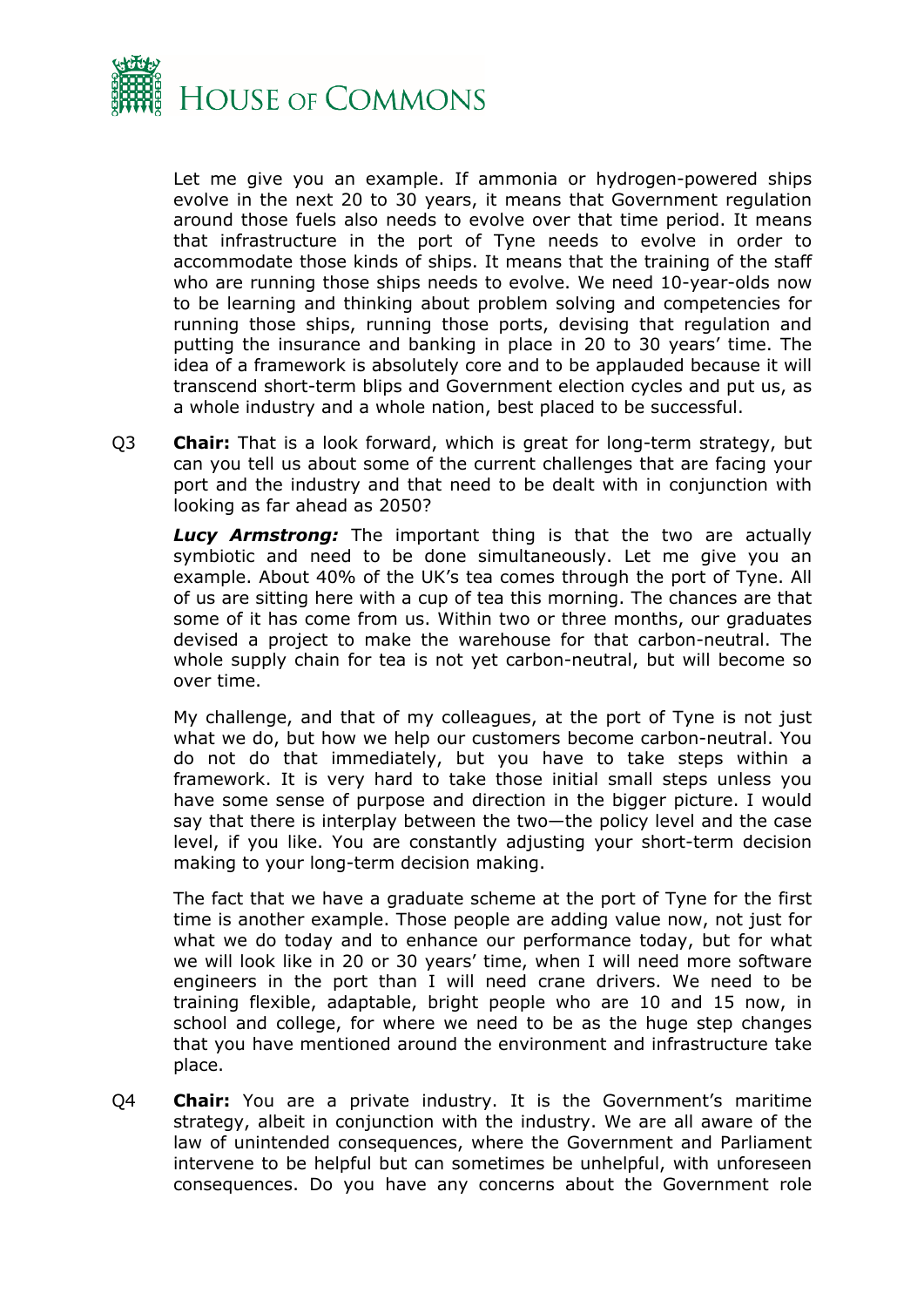Let me give you an example. If ammonia or hydrogen-powered ships evolve in the next 20 to 30 years, it means that Government regulation around those fuels also needs to evolve over that time period. It means that infrastructure in the port of Tyne needs to evolve in order to accommodate those kinds of ships. It means that the training of the staff who are running those ships needs to evolve. We need 10-year-olds now to be learning and thinking about problem solving and competencies for running those ships, running those ports, devising that regulation and putting the insurance and banking in place in 20 to 30 years' time. The idea of a framework is absolutely core and to be applauded because it will transcend short-term blips and Government election cycles and put us, as a whole industry and a whole nation, best placed to be successful.

Q3 **Chair:** That is a look forward, which is great for long-term strategy, but can you tell us about some of the current challenges that are facing your port and the industry and that need to be dealt with in conjunction with looking as far ahead as 2050?

***Lucy Armstrong:*** The important thing is that the two are actually symbiotic and need to be done simultaneously. Let me give you an example. About 40% of the UK's tea comes through the port of Tyne. All of us are sitting here with a cup of tea this morning. The chances are that some of it has come from us. Within two or three months, our graduates devised a project to make the warehouse for that carbon-neutral. The whole supply chain for tea is not yet carbon-neutral, but will become so over time.

My challenge, and that of my colleagues, at the port of Tyne is not just what we do, but how we help our customers become carbon-neutral. You do not do that immediately, but you have to take steps within a framework. It is very hard to take those initial small steps unless you have some sense of purpose and direction in the bigger picture. I would say that there is interplay between the two—the policy level and the case level, if you like. You are constantly adjusting your short-term decision making to your long-term decision making.

The fact that we have a graduate scheme at the port of Tyne for the first time is another example. Those people are adding value now, not just for what we do today and to enhance our performance today, but for what we will look like in 20 or 30 years' time, when I will need more software engineers in the port than I will need crane drivers. We need to be training flexible, adaptable, bright people who are 10 and 15 now, in school and college, for where we need to be as the huge step changes that you have mentioned around the environment and infrastructure take place.

Q4 **Chair:** You are a private industry. It is the Government's maritime strategy, albeit in conjunction with the industry. We are all aware of the law of unintended consequences, where the Government and Parliament intervene to be helpful but can sometimes be unhelpful, with unforeseen consequences. Do you have any concerns about the Government role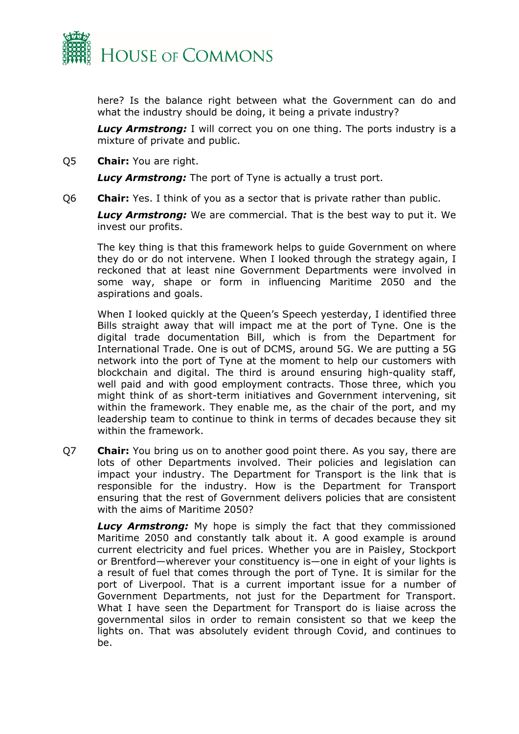here? Is the balance right between what the Government can do and what the industry should be doing, it being a private industry?

***Lucy Armstrong:*** I will correct you on one thing. The ports industry is a mixture of private and public.

Q5 **Chair:** You are right.

***Lucy Armstrong:*** The port of Tyne is actually a trust port.

Q6 **Chair:** Yes. I think of you as a sector that is private rather than public.

***Lucy Armstrong:*** We are commercial. That is the best way to put it. We invest our profits.

The key thing is that this framework helps to guide Government on where they do or do not intervene. When I looked through the strategy again, I reckoned that at least nine Government Departments were involved in some way, shape or form in influencing Maritime 2050 and the aspirations and goals.

When I looked quickly at the Queen's Speech yesterday, I identified three Bills straight away that will impact me at the port of Tyne. One is the digital trade documentation Bill, which is from the Department for International Trade. One is out of DCMS, around 5G. We are putting a 5G network into the port of Tyne at the moment to help our customers with blockchain and digital. The third is around ensuring high-quality staff, well paid and with good employment contracts. Those three, which you might think of as short-term initiatives and Government intervening, sit within the framework. They enable me, as the chair of the port, and my leadership team to continue to think in terms of decades because they sit within the framework.

Q7 **Chair:** You bring us on to another good point there. As you say, there are lots of other Departments involved. Their policies and legislation can impact your industry. The Department for Transport is the link that is responsible for the industry. How is the Department for Transport ensuring that the rest of Government delivers policies that are consistent with the aims of Maritime 2050?

***Lucy Armstrong:*** My hope is simply the fact that they commissioned Maritime 2050 and constantly talk about it. A good example is around current electricity and fuel prices. Whether you are in Paisley, Stockport or Brentford—wherever your constituency is—one in eight of your lights is a result of fuel that comes through the port of Tyne. It is similar for the port of Liverpool. That is a current important issue for a number of Government Departments, not just for the Department for Transport. What I have seen the Department for Transport do is liaise across the governmental silos in order to remain consistent so that we keep the lights on. That was absolutely evident through Covid, and continues to be.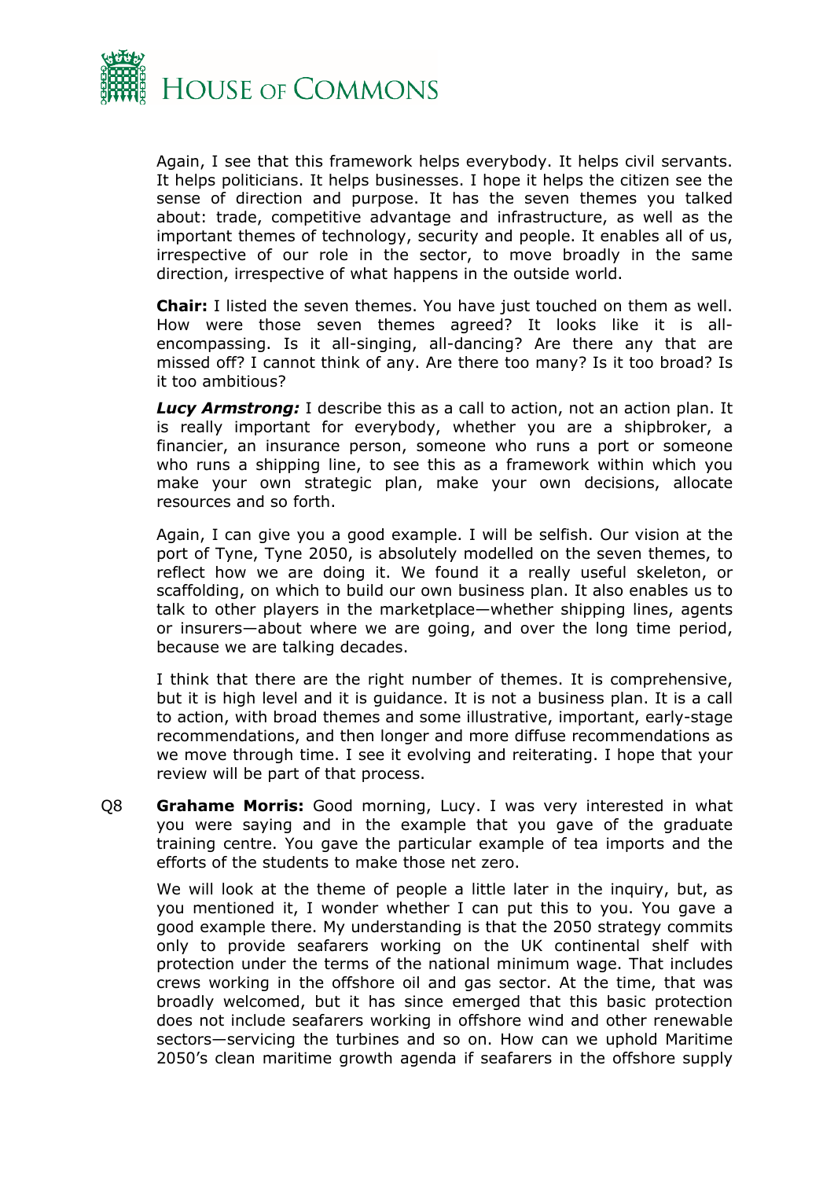Again, I see that this framework helps everybody. It helps civil servants. It helps politicians. It helps businesses. I hope it helps the citizen see the sense of direction and purpose. It has the seven themes you talked about: trade, competitive advantage and infrastructure, as well as the important themes of technology, security and people. It enables all of us, irrespective of our role in the sector, to move broadly in the same direction, irrespective of what happens in the outside world.

**Chair:** I listed the seven themes. You have just touched on them as well. How were those seven themes agreed? It looks like it is all-encompassing. Is it all-singing, all-dancing? Are there any that are missed off? I cannot think of any. Are there too many? Is it too broad? Is it too ambitious?

***Lucy Armstrong:*** I describe this as a call to action, not an action plan. It is really important for everybody, whether you are a shipbroker, a financier, an insurance person, someone who runs a port or someone who runs a shipping line, to see this as a framework within which you make your own strategic plan, make your own decisions, allocate resources and so forth.

Again, I can give you a good example. I will be selfish. Our vision at the port of Tyne, Tyne 2050, is absolutely modelled on the seven themes, to reflect how we are doing it. We found it a really useful skeleton, or scaffolding, on which to build our own business plan. It also enables us to talk to other players in the marketplace—whether shipping lines, agents or insurers—about where we are going, and over the long time period, because we are talking decades.

I think that there are the right number of themes. It is comprehensive, but it is high level and it is guidance. It is not a business plan. It is a call to action, with broad themes and some illustrative, important, early-stage recommendations, and then longer and more diffuse recommendations as we move through time. I see it evolving and reiterating. I hope that your review will be part of that process.

Q8 **Grahame Morris:** Good morning, Lucy. I was very interested in what you were saying and in the example that you gave of the graduate training centre. You gave the particular example of tea imports and the efforts of the students to make those net zero.

We will look at the theme of people a little later in the inquiry, but, as you mentioned it, I wonder whether I can put this to you. You gave a good example there. My understanding is that the 2050 strategy commits only to provide seafarers working on the UK continental shelf with protection under the terms of the national minimum wage. That includes crews working in the offshore oil and gas sector. At the time, that was broadly welcomed, but it has since emerged that this basic protection does not include seafarers working in offshore wind and other renewable sectors—servicing the turbines and so on. How can we uphold Maritime 2050's clean maritime growth agenda if seafarers in the offshore supply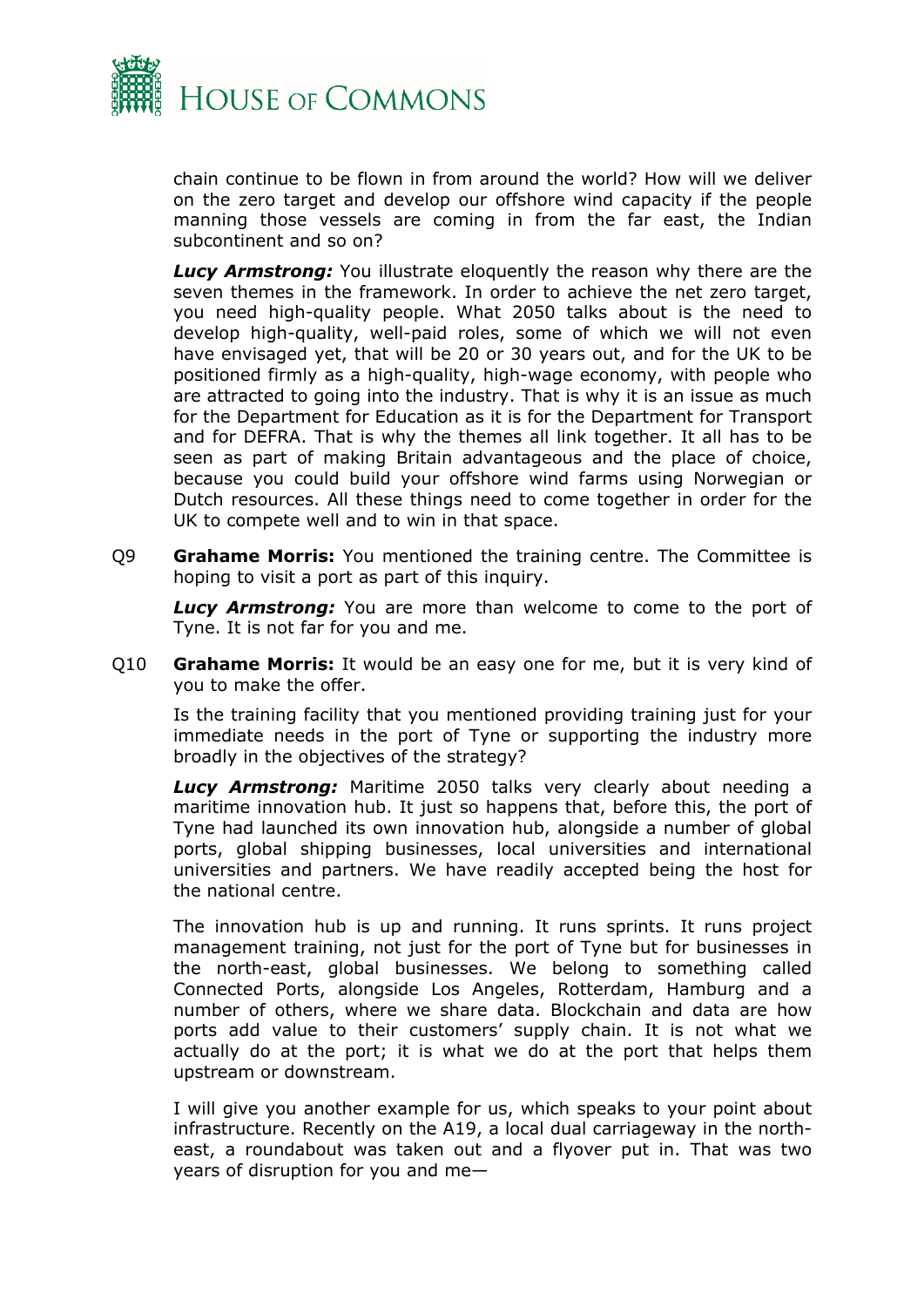chain continue to be flown in from around the world? How will we deliver on the zero target and develop our offshore wind capacity if the people manning those vessels are coming in from the far east, the Indian subcontinent and so on?

***Lucy Armstrong:*** You illustrate eloquently the reason why there are the seven themes in the framework. In order to achieve the net zero target, you need high-quality people. What 2050 talks about is the need to develop high-quality, well-paid roles, some of which we will not even have envisaged yet, that will be 20 or 30 years out, and for the UK to be positioned firmly as a high-quality, high-wage economy, with people who are attracted to going into the industry. That is why it is an issue as much for the Department for Education as it is for the Department for Transport and for DEFRA. That is why the themes all link together. It all has to be seen as part of making Britain advantageous and the place of choice, because you could build your offshore wind farms using Norwegian or Dutch resources. All these things need to come together in order for the UK to compete well and to win in that space.

Q9 **Grahame Morris:** You mentioned the training centre. The Committee is hoping to visit a port as part of this inquiry.

***Lucy Armstrong:*** You are more than welcome to come to the port of Tyne. It is not far for you and me.

Q10 **Grahame Morris:** It would be an easy one for me, but it is very kind of you to make the offer.

Is the training facility that you mentioned providing training just for your immediate needs in the port of Tyne or supporting the industry more broadly in the objectives of the strategy?

***Lucy Armstrong:*** Maritime 2050 talks very clearly about needing a maritime innovation hub. It just so happens that, before this, the port of Tyne had launched its own innovation hub, alongside a number of global ports, global shipping businesses, local universities and international universities and partners. We have readily accepted being the host for the national centre.

The innovation hub is up and running. It runs sprints. It runs project management training, not just for the port of Tyne but for businesses in the north-east, global businesses. We belong to something called Connected Ports, alongside Los Angeles, Rotterdam, Hamburg and a number of others, where we share data. Blockchain and data are how ports add value to their customers' supply chain. It is not what we actually do at the port; it is what we do at the port that helps them upstream or downstream.

I will give you another example for us, which speaks to your point about infrastructure. Recently on the A19, a local dual carriageway in the north-east, a roundabout was taken out and a flyover put in. That was two years of disruption for you and me—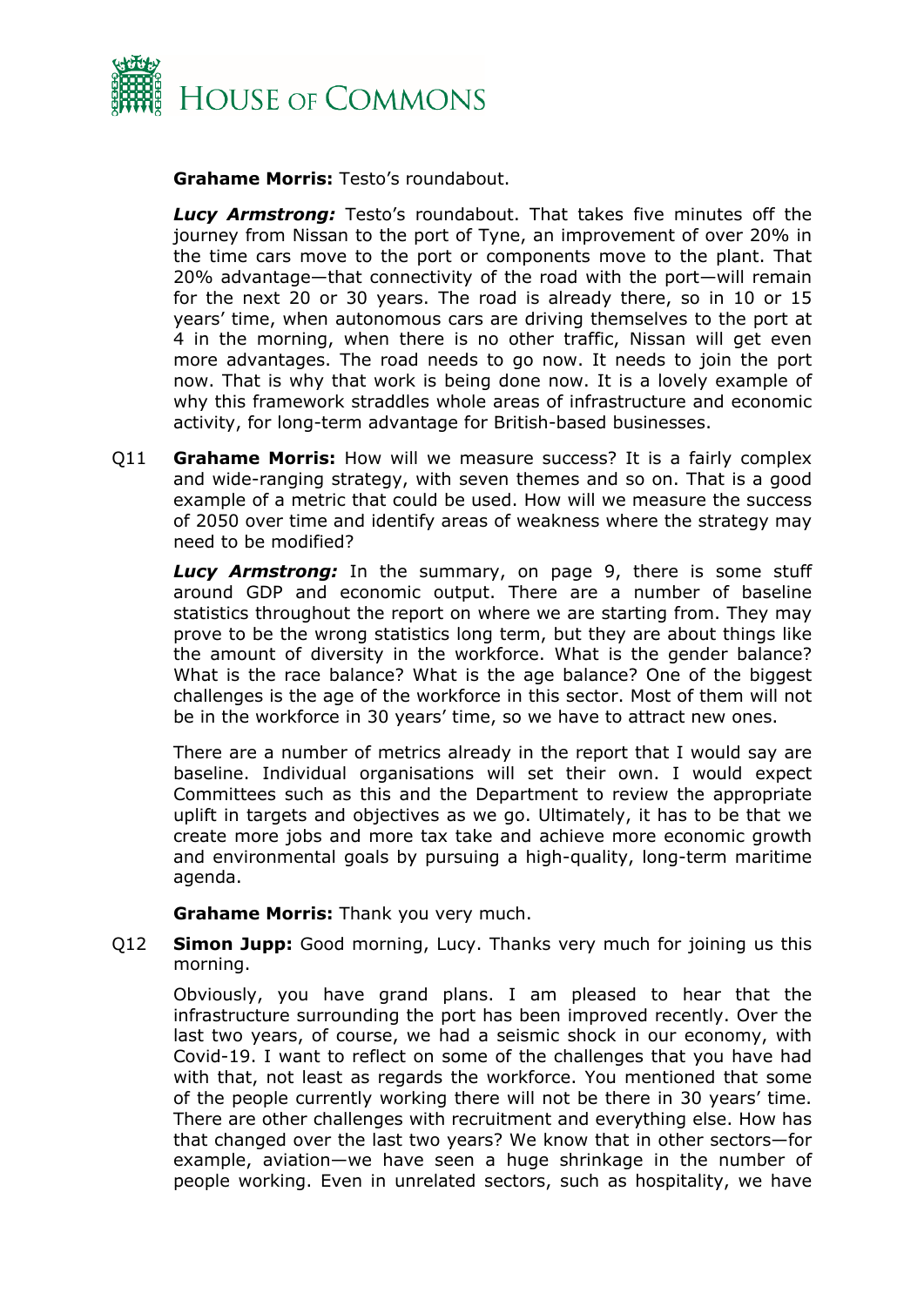**Grahame Morris:** Testo's roundabout.

***Lucy Armstrong:*** Testo's roundabout. That takes five minutes off the journey from Nissan to the port of Tyne, an improvement of over 20% in the time cars move to the port or components move to the plant. That 20% advantage—that connectivity of the road with the port—will remain for the next 20 or 30 years. The road is already there, so in 10 or 15 years' time, when autonomous cars are driving themselves to the port at 4 in the morning, when there is no other traffic, Nissan will get even more advantages. The road needs to go now. It needs to join the port now. That is why that work is being done now. It is a lovely example of why this framework straddles whole areas of infrastructure and economic activity, for long-term advantage for British-based businesses.

Q11 **Grahame Morris:** How will we measure success? It is a fairly complex and wide-ranging strategy, with seven themes and so on. That is a good example of a metric that could be used. How will we measure the success of 2050 over time and identify areas of weakness where the strategy may need to be modified?

***Lucy Armstrong:*** In the summary, on page 9, there is some stuff around GDP and economic output. There are a number of baseline statistics throughout the report on where we are starting from. They may prove to be the wrong statistics long term, but they are about things like the amount of diversity in the workforce. What is the gender balance? What is the race balance? What is the age balance? One of the biggest challenges is the age of the workforce in this sector. Most of them will not be in the workforce in 30 years' time, so we have to attract new ones.

There are a number of metrics already in the report that I would say are baseline. Individual organisations will set their own. I would expect Committees such as this and the Department to review the appropriate uplift in targets and objectives as we go. Ultimately, it has to be that we create more jobs and more tax take and achieve more economic growth and environmental goals by pursuing a high-quality, long-term maritime agenda.

**Grahame Morris:** Thank you very much.

Q12 **Simon Jupp:** Good morning, Lucy. Thanks very much for joining us this morning.

Obviously, you have grand plans. I am pleased to hear that the infrastructure surrounding the port has been improved recently. Over the last two years, of course, we had a seismic shock in our economy, with Covid-19. I want to reflect on some of the challenges that you have had with that, not least as regards the workforce. You mentioned that some of the people currently working there will not be there in 30 years' time. There are other challenges with recruitment and everything else. How has that changed over the last two years? We know that in other sectors—for example, aviation—we have seen a huge shrinkage in the number of people working. Even in unrelated sectors, such as hospitality, we have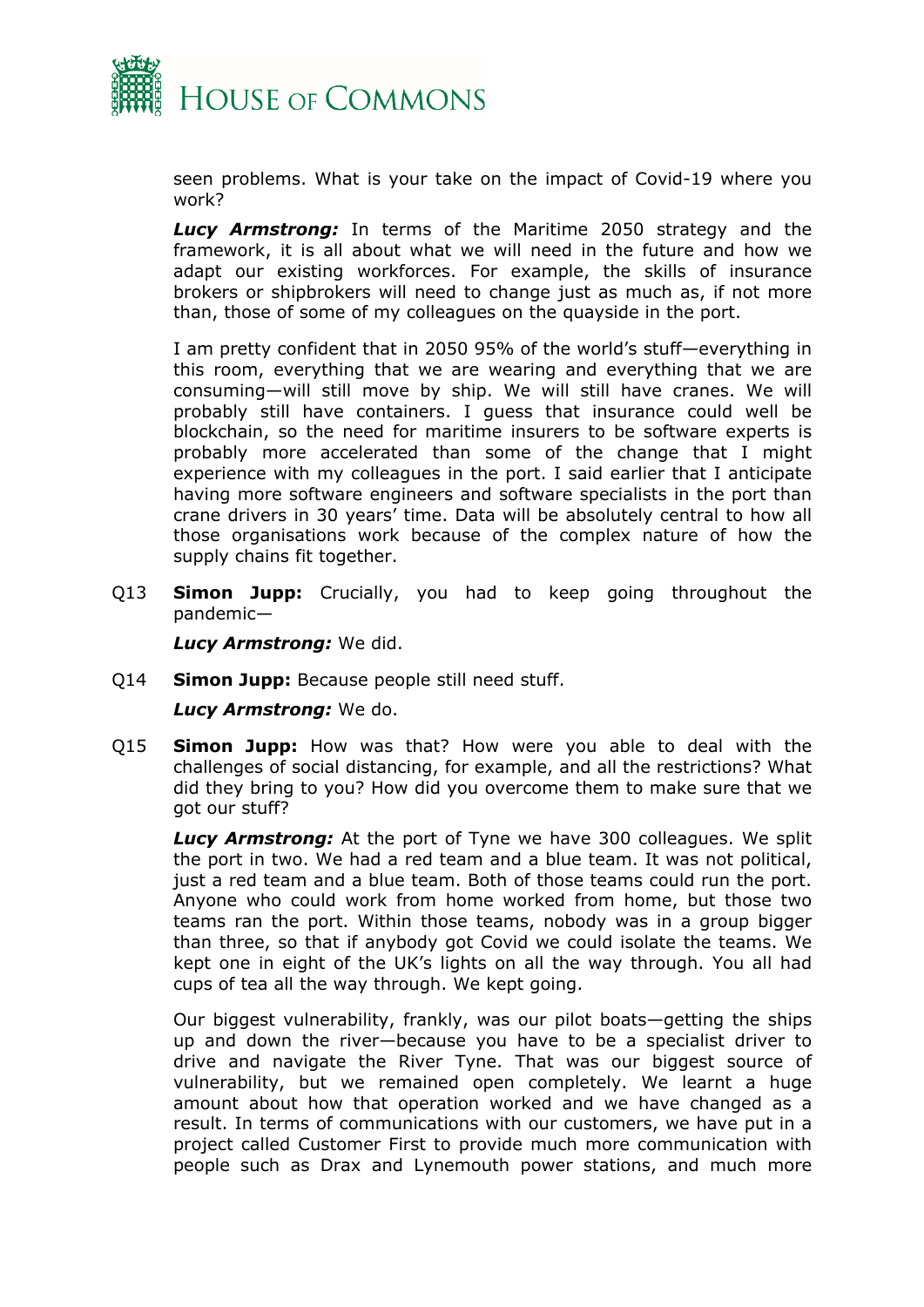seen problems. What is your take on the impact of Covid-19 where you work?

***Lucy Armstrong:*** In terms of the Maritime 2050 strategy and the framework, it is all about what we will need in the future and how we adapt our existing workforces. For example, the skills of insurance brokers or shipbrokers will need to change just as much as, if not more than, those of some of my colleagues on the quayside in the port.

I am pretty confident that in 2050 95% of the world's stuff—everything in this room, everything that we are wearing and everything that we are consuming—will still move by ship. We will still have cranes. We will probably still have containers. I guess that insurance could well be blockchain, so the need for maritime insurers to be software experts is probably more accelerated than some of the change that I might experience with my colleagues in the port. I said earlier that I anticipate having more software engineers and software specialists in the port than crane drivers in 30 years' time. Data will be absolutely central to how all those organisations work because of the complex nature of how the supply chains fit together.

Q13 **Simon Jupp:** Crucially, you had to keep going throughout the pandemic—

***Lucy Armstrong:*** We did.

Q14 **Simon Jupp:** Because people still need stuff.

***Lucy Armstrong:*** We do.

Q15 **Simon Jupp:** How was that? How were you able to deal with the challenges of social distancing, for example, and all the restrictions? What did they bring to you? How did you overcome them to make sure that we got our stuff?

***Lucy Armstrong:*** At the port of Tyne we have 300 colleagues. We split the port in two. We had a red team and a blue team. It was not political, just a red team and a blue team. Both of those teams could run the port. Anyone who could work from home worked from home, but those two teams ran the port. Within those teams, nobody was in a group bigger than three, so that if anybody got Covid we could isolate the teams. We kept one in eight of the UK's lights on all the way through. You all had cups of tea all the way through. We kept going.

Our biggest vulnerability, frankly, was our pilot boats—getting the ships up and down the river—because you have to be a specialist driver to drive and navigate the River Tyne. That was our biggest source of vulnerability, but we remained open completely. We learnt a huge amount about how that operation worked and we have changed as a result. In terms of communications with our customers, we have put in a project called Customer First to provide much more communication with people such as Drax and Lynemouth power stations, and much more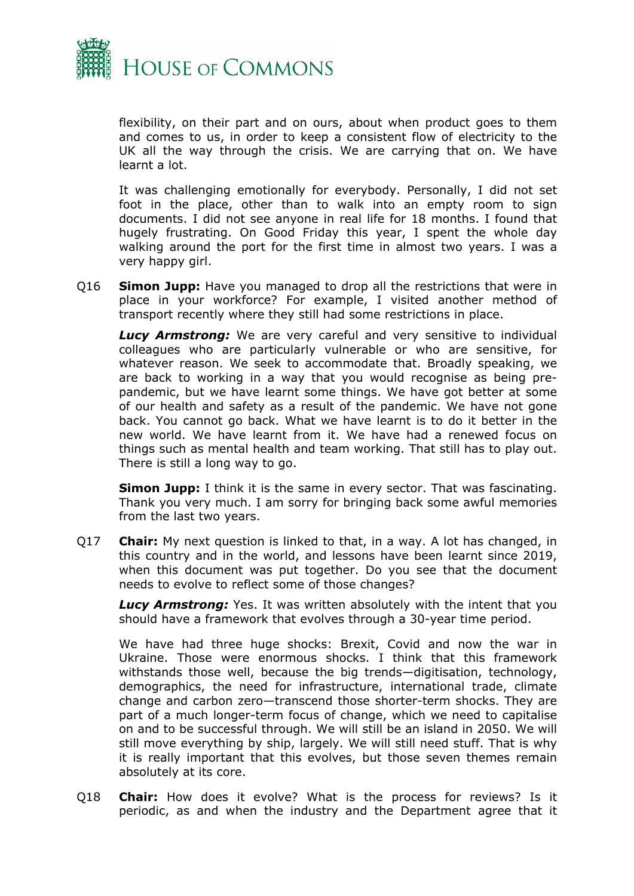flexibility, on their part and on ours, about when product goes to them and comes to us, in order to keep a consistent flow of electricity to the UK all the way through the crisis. We are carrying that on. We have learnt a lot.

It was challenging emotionally for everybody. Personally, I did not set foot in the place, other than to walk into an empty room to sign documents. I did not see anyone in real life for 18 months. I found that hugely frustrating. On Good Friday this year, I spent the whole day walking around the port for the first time in almost two years. I was a very happy girl.

Q16 **Simon Jupp:** Have you managed to drop all the restrictions that were in place in your workforce? For example, I visited another method of transport recently where they still had some restrictions in place.

***Lucy Armstrong:*** We are very careful and very sensitive to individual colleagues who are particularly vulnerable or who are sensitive, for whatever reason. We seek to accommodate that. Broadly speaking, we are back to working in a way that you would recognise as being pre-pandemic, but we have learnt some things. We have got better at some of our health and safety as a result of the pandemic. We have not gone back. You cannot go back. What we have learnt is to do it better in the new world. We have learnt from it. We have had a renewed focus on things such as mental health and team working. That still has to play out. There is still a long way to go.

**Simon Jupp:** I think it is the same in every sector. That was fascinating. Thank you very much. I am sorry for bringing back some awful memories from the last two years.

Q17 **Chair:** My next question is linked to that, in a way. A lot has changed, in this country and in the world, and lessons have been learnt since 2019, when this document was put together. Do you see that the document needs to evolve to reflect some of those changes?

***Lucy Armstrong:*** Yes. It was written absolutely with the intent that you should have a framework that evolves through a 30-year time period.

We have had three huge shocks: Brexit, Covid and now the war in Ukraine. Those were enormous shocks. I think that this framework withstands those well, because the big trends—digitisation, technology, demographics, the need for infrastructure, international trade, climate change and carbon zero—transcend those shorter-term shocks. They are part of a much longer-term focus of change, which we need to capitalise on and to be successful through. We will still be an island in 2050. We will still move everything by ship, largely. We will still need stuff. That is why it is really important that this evolves, but those seven themes remain absolutely at its core.

Q18 **Chair:** How does it evolve? What is the process for reviews? Is it periodic, as and when the industry and the Department agree that it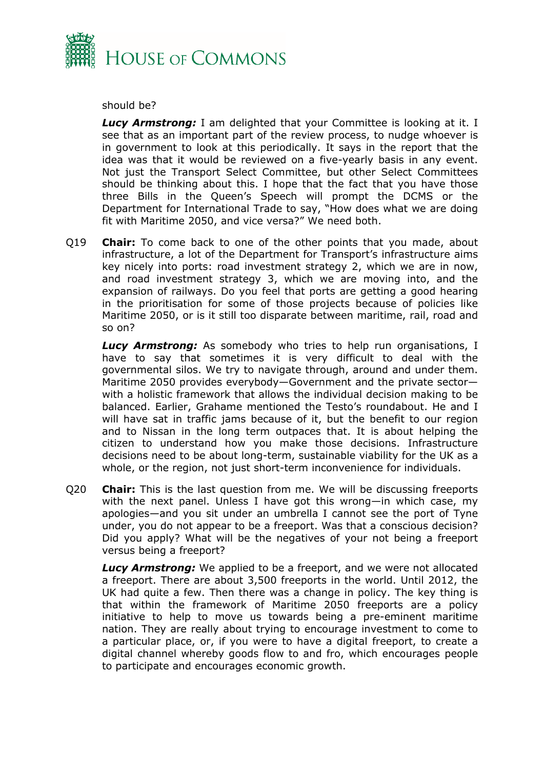should be?

***Lucy Armstrong:*** I am delighted that your Committee is looking at it. I see that as an important part of the review process, to nudge whoever is in government to look at this periodically. It says in the report that the idea was that it would be reviewed on a five-yearly basis in any event. Not just the Transport Select Committee, but other Select Committees should be thinking about this. I hope that the fact that you have those three Bills in the Queen's Speech will prompt the DCMS or the Department for International Trade to say, "How does what we are doing fit with Maritime 2050, and vice versa?" We need both.

Q19 **Chair:** To come back to one of the other points that you made, about infrastructure, a lot of the Department for Transport's infrastructure aims key nicely into ports: road investment strategy 2, which we are in now, and road investment strategy 3, which we are moving into, and the expansion of railways. Do you feel that ports are getting a good hearing in the prioritisation for some of those projects because of policies like Maritime 2050, or is it still too disparate between maritime, rail, road and so on?

***Lucy Armstrong:*** As somebody who tries to help run organisations, I have to say that sometimes it is very difficult to deal with the governmental silos. We try to navigate through, around and under them. Maritime 2050 provides everybody—Government and the private sector—with a holistic framework that allows the individual decision making to be balanced. Earlier, Grahame mentioned the Testo's roundabout. He and I will have sat in traffic jams because of it, but the benefit to our region and to Nissan in the long term outpaces that. It is about helping the citizen to understand how you make those decisions. Infrastructure decisions need to be about long-term, sustainable viability for the UK as a whole, or the region, not just short-term inconvenience for individuals.

Q20 **Chair:** This is the last question from me. We will be discussing freeports with the next panel. Unless I have got this wrong—in which case, my apologies—and you sit under an umbrella I cannot see the port of Tyne under, you do not appear to be a freeport. Was that a conscious decision? Did you apply? What will be the negatives of your not being a freeport versus being a freeport?

***Lucy Armstrong:*** We applied to be a freeport, and we were not allocated a freeport. There are about 3,500 freeports in the world. Until 2012, the UK had quite a few. Then there was a change in policy. The key thing is that within the framework of Maritime 2050 freeports are a policy initiative to help to move us towards being a pre-eminent maritime nation. They are really about trying to encourage investment to come to a particular place, or, if you were to have a digital freeport, to create a digital channel whereby goods flow to and fro, which encourages people to participate and encourages economic growth.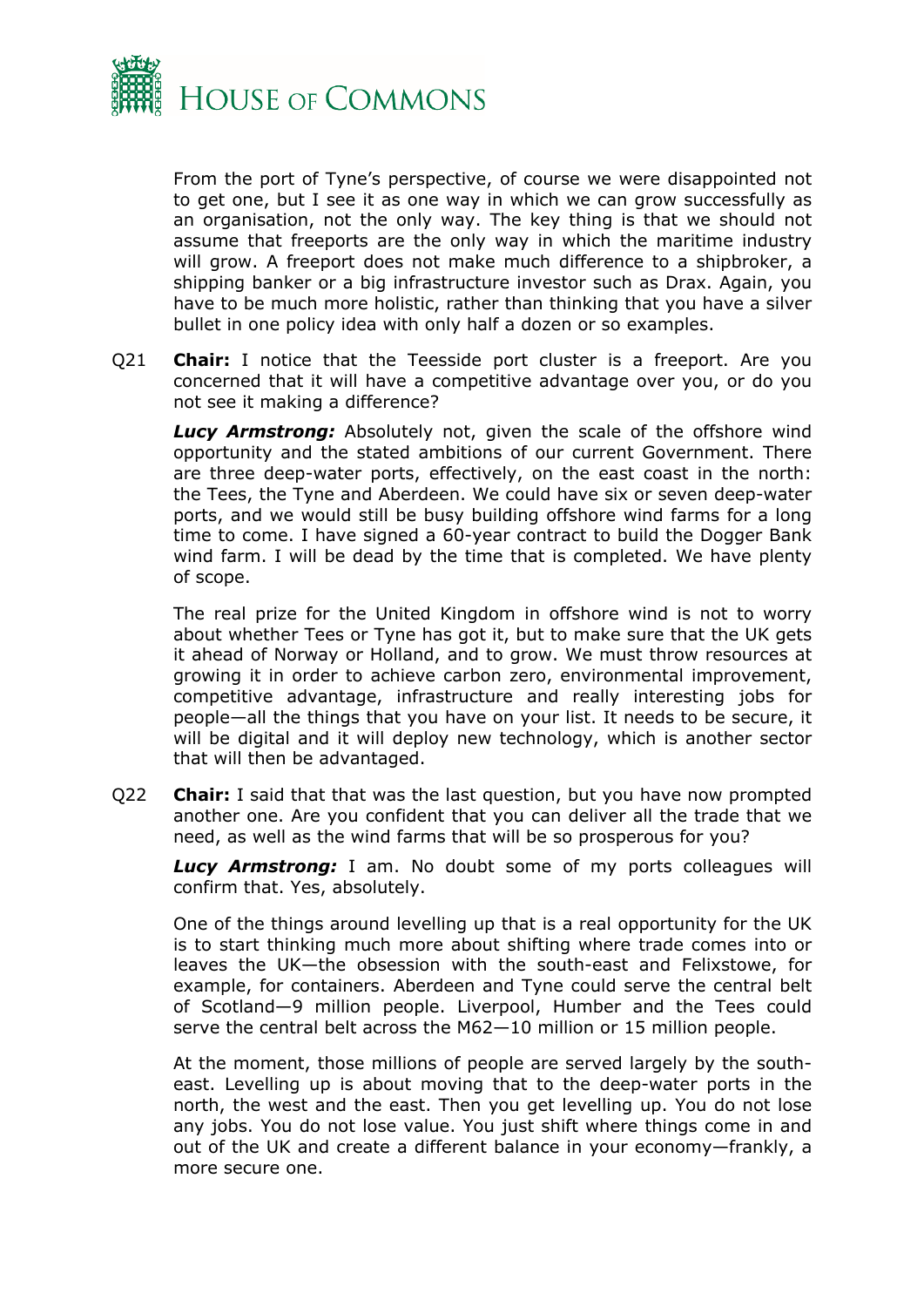From the port of Tyne's perspective, of course we were disappointed not to get one, but I see it as one way in which we can grow successfully as an organisation, not the only way. The key thing is that we should not assume that freeports are the only way in which the maritime industry will grow. A freeport does not make much difference to a shipbroker, a shipping banker or a big infrastructure investor such as Drax. Again, you have to be much more holistic, rather than thinking that you have a silver bullet in one policy idea with only half a dozen or so examples.

Q21 **Chair:** I notice that the Teesside port cluster is a freeport. Are you concerned that it will have a competitive advantage over you, or do you not see it making a difference?

***Lucy Armstrong:*** Absolutely not, given the scale of the offshore wind opportunity and the stated ambitions of our current Government. There are three deep-water ports, effectively, on the east coast in the north: the Tees, the Tyne and Aberdeen. We could have six or seven deep-water ports, and we would still be busy building offshore wind farms for a long time to come. I have signed a 60-year contract to build the Dogger Bank wind farm. I will be dead by the time that is completed. We have plenty of scope.

The real prize for the United Kingdom in offshore wind is not to worry about whether Tees or Tyne has got it, but to make sure that the UK gets it ahead of Norway or Holland, and to grow. We must throw resources at growing it in order to achieve carbon zero, environmental improvement, competitive advantage, infrastructure and really interesting jobs for people—all the things that you have on your list. It needs to be secure, it will be digital and it will deploy new technology, which is another sector that will then be advantaged.

Q22 **Chair:** I said that that was the last question, but you have now prompted another one. Are you confident that you can deliver all the trade that we need, as well as the wind farms that will be so prosperous for you?

***Lucy Armstrong:*** I am. No doubt some of my ports colleagues will confirm that. Yes, absolutely.

One of the things around levelling up that is a real opportunity for the UK is to start thinking much more about shifting where trade comes into or leaves the UK—the obsession with the south-east and Felixstowe, for example, for containers. Aberdeen and Tyne could serve the central belt of Scotland—9 million people. Liverpool, Humber and the Tees could serve the central belt across the M62—10 million or 15 million people.

At the moment, those millions of people are served largely by the south-east. Levelling up is about moving that to the deep-water ports in the north, the west and the east. Then you get levelling up. You do not lose any jobs. You do not lose value. You just shift where things come in and out of the UK and create a different balance in your economy—frankly, a more secure one.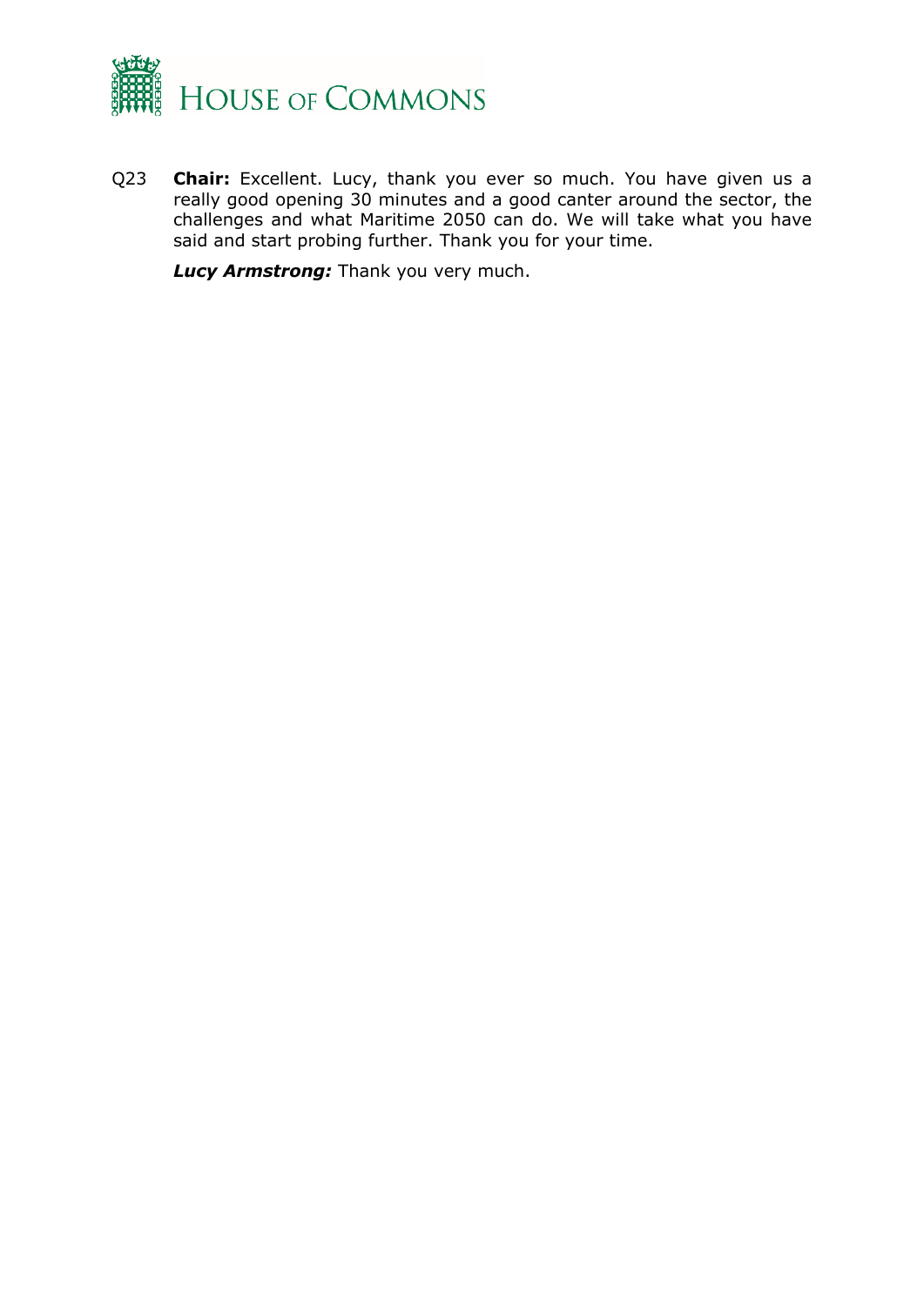Q23 **Chair:** Excellent. Lucy, thank you ever so much. You have given us a really good opening 30 minutes and a good canter around the sector, the challenges and what Maritime 2050 can do. We will take what you have said and start probing further. Thank you for your time.

***Lucy Armstrong:*** Thank you very much.